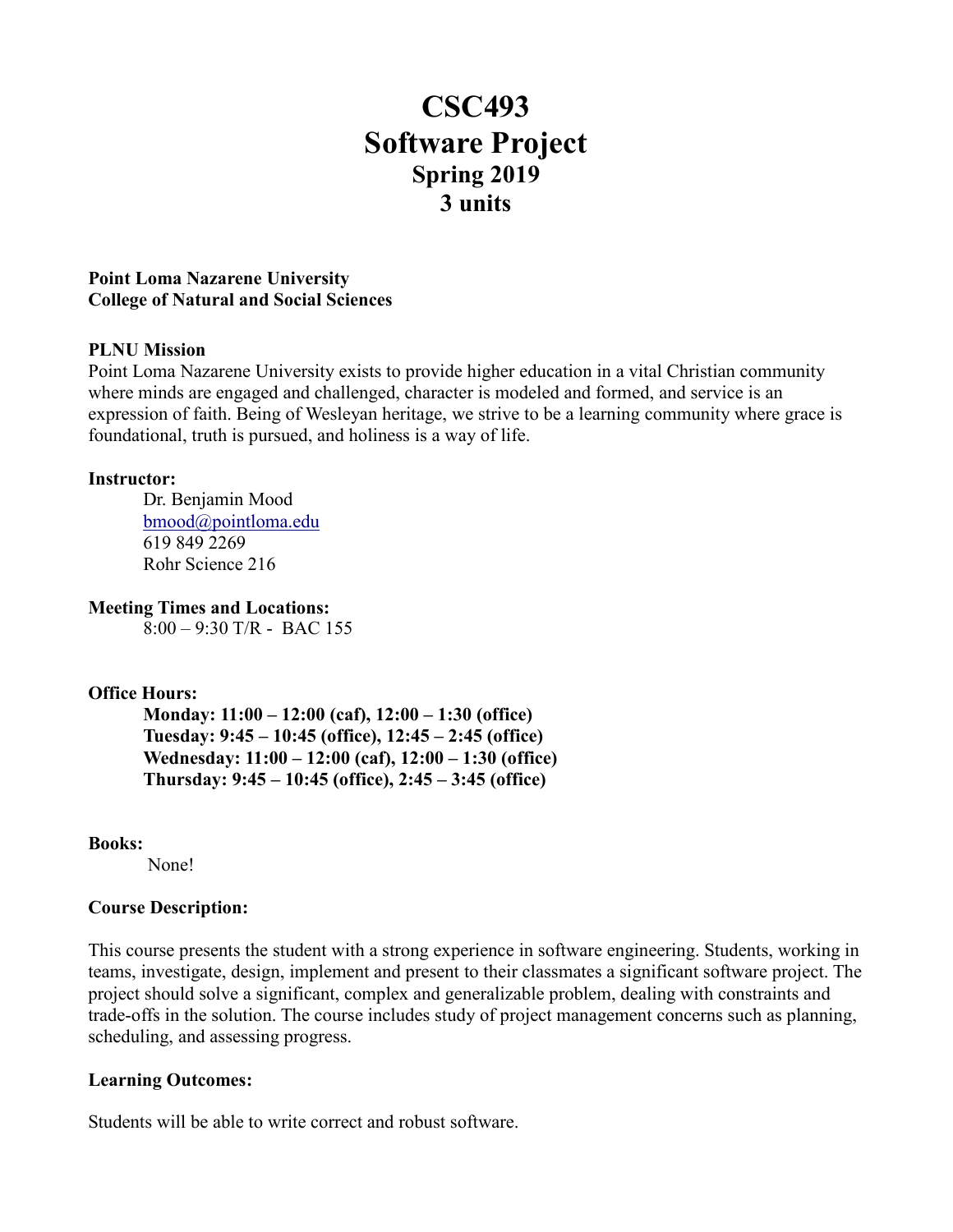# CSC493
# Software Project
## Spring 2019
## 3 units

**Point Loma Nazarene University**
**College of Natural and Social Sciences**

**PLNU Mission**

Point Loma Nazarene University exists to provide higher education in a vital Christian community where minds are engaged and challenged, character is modeled and formed, and service is an expression of faith. Being of Wesleyan heritage, we strive to be a learning community where grace is foundational, truth is pursued, and holiness is a way of life.

**Instructor:**

Dr. Benjamin Mood
bmood@pointloma.edu
619 849 2269
Rohr Science 216

**Meeting Times and Locations:**

8:00 – 9:30 T/R - BAC 155

**Office Hours:**

**Monday: 11:00 – 12:00 (caf), 12:00 – 1:30 (office)**
**Tuesday: 9:45 – 10:45 (office), 12:45 – 2:45 (office)**
**Wednesday: 11:00 – 12:00 (caf), 12:00 – 1:30 (office)**
**Thursday: 9:45 – 10:45 (office), 2:45 – 3:45 (office)**

**Books:**

None!

**Course Description:**

This course presents the student with a strong experience in software engineering. Students, working in teams, investigate, design, implement and present to their classmates a significant software project. The project should solve a significant, complex and generalizable problem, dealing with constraints and trade-offs in the solution. The course includes study of project management concerns such as planning, scheduling, and assessing progress.

**Learning Outcomes:**

Students will be able to write correct and robust software.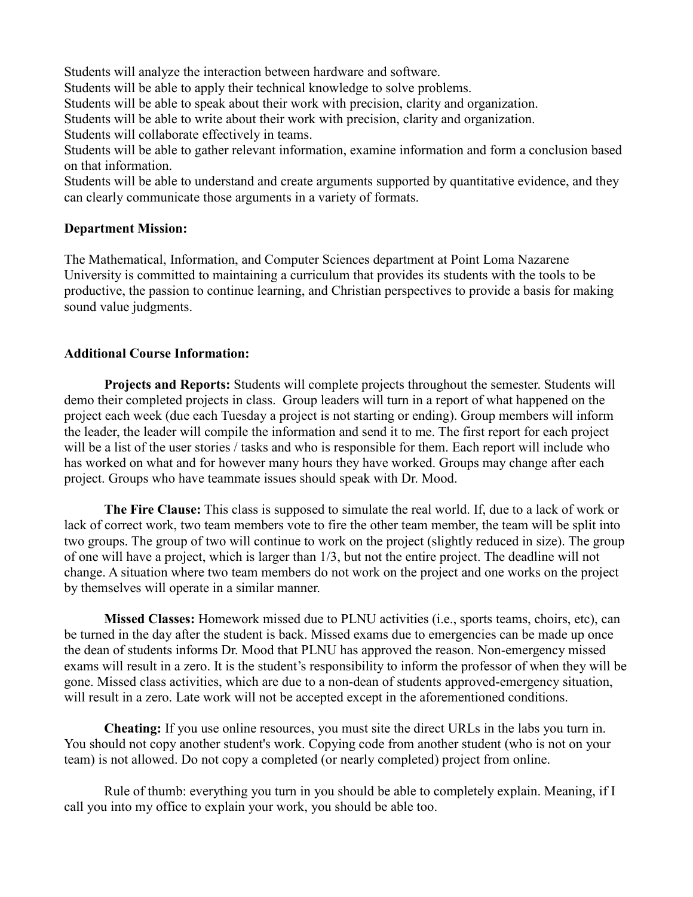Students will analyze the interaction between hardware and software.
Students will be able to apply their technical knowledge to solve problems.
Students will be able to speak about their work with precision, clarity and organization.
Students will be able to write about their work with precision, clarity and organization.
Students will collaborate effectively in teams.
Students will be able to gather relevant information, examine information and form a conclusion based on that information.
Students will be able to understand and create arguments supported by quantitative evidence, and they can clearly communicate those arguments in a variety of formats.

**Department Mission:**

The Mathematical, Information, and Computer Sciences department at Point Loma Nazarene University is committed to maintaining a curriculum that provides its students with the tools to be productive, the passion to continue learning, and Christian perspectives to provide a basis for making sound value judgments.

**Additional Course Information:**

**Projects and Reports:** Students will complete projects throughout the semester. Students will demo their completed projects in class. Group leaders will turn in a report of what happened on the project each week (due each Tuesday a project is not starting or ending). Group members will inform the leader, the leader will compile the information and send it to me. The first report for each project will be a list of the user stories / tasks and who is responsible for them. Each report will include who has worked on what and for however many hours they have worked. Groups may change after each project. Groups who have teammate issues should speak with Dr. Mood.

**The Fire Clause:** This class is supposed to simulate the real world. If, due to a lack of work or lack of correct work, two team members vote to fire the other team member, the team will be split into two groups. The group of two will continue to work on the project (slightly reduced in size). The group of one will have a project, which is larger than 1/3, but not the entire project. The deadline will not change. A situation where two team members do not work on the project and one works on the project by themselves will operate in a similar manner.

**Missed Classes:** Homework missed due to PLNU activities (i.e., sports teams, choirs, etc), can be turned in the day after the student is back. Missed exams due to emergencies can be made up once the dean of students informs Dr. Mood that PLNU has approved the reason. Non-emergency missed exams will result in a zero. It is the student's responsibility to inform the professor of when they will be gone. Missed class activities, which are due to a non-dean of students approved-emergency situation, will result in a zero. Late work will not be accepted except in the aforementioned conditions.

**Cheating:** If you use online resources, you must site the direct URLs in the labs you turn in. You should not copy another student's work. Copying code from another student (who is not on your team) is not allowed. Do not copy a completed (or nearly completed) project from online.

Rule of thumb: everything you turn in you should be able to completely explain. Meaning, if I call you into my office to explain your work, you should be able too.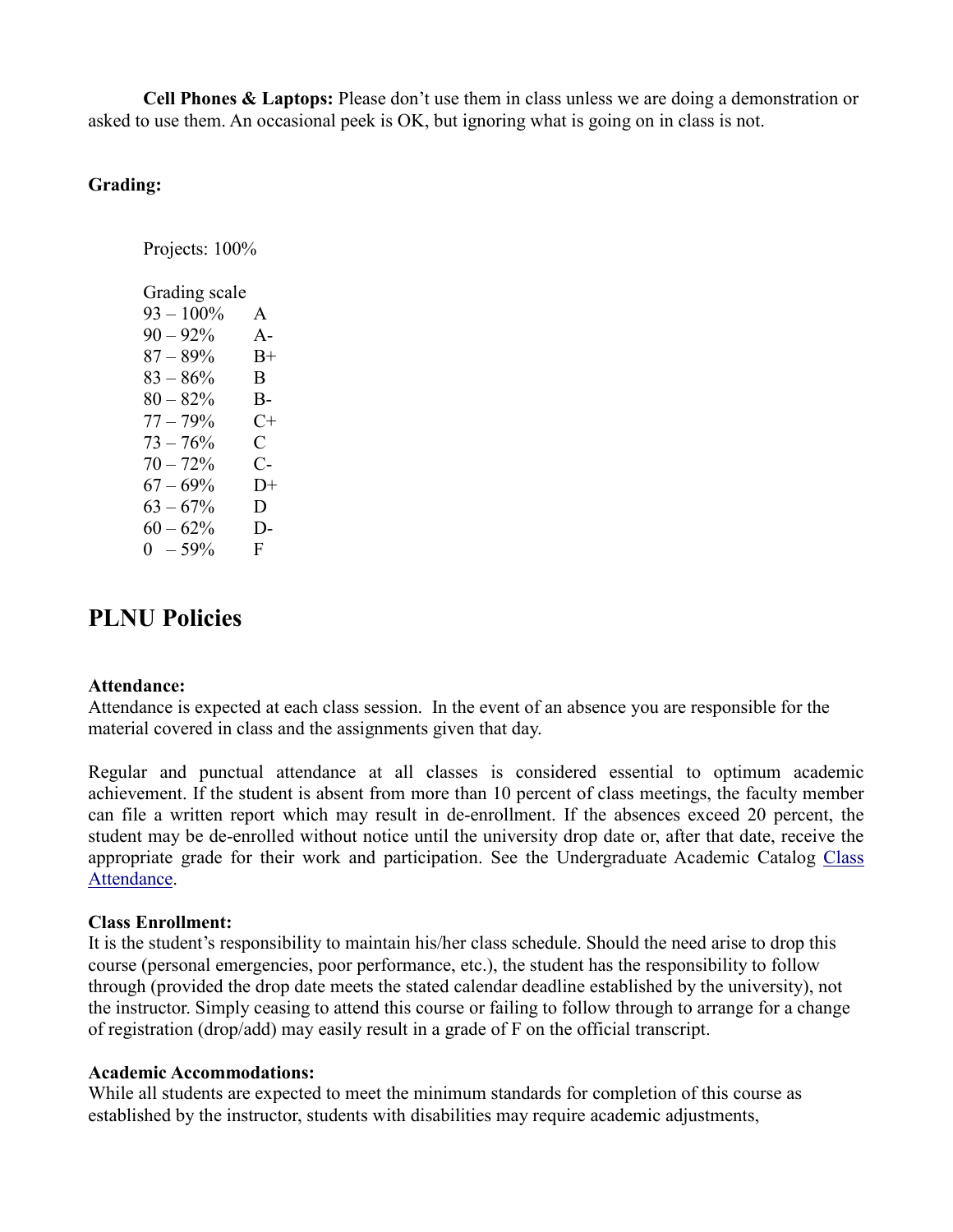**Cell Phones & Laptops:** Please don't use them in class unless we are doing a demonstration or asked to use them. An occasional peek is OK, but ignoring what is going on in class is not.

**Grading:**

Projects: 100%

Grading scale

| | |
|---|---|
| 93 – 100% | A |
| 90 – 92% | A- |
| 87 – 89% | B+ |
| 83 – 86% | B |
| 80 – 82% | B- |
| 77 – 79% | C+ |
| 73 – 76% | C |
| 70 – 72% | C- |
| 67 – 69% | D+ |
| 63 – 67% | D |
| 60 – 62% | D- |
| 0 – 59% | F |

## PLNU Policies

**Attendance:**
Attendance is expected at each class session. In the event of an absence you are responsible for the material covered in class and the assignments given that day.

Regular and punctual attendance at all classes is considered essential to optimum academic achievement. If the student is absent from more than 10 percent of class meetings, the faculty member can file a written report which may result in de-enrollment. If the absences exceed 20 percent, the student may be de-enrolled without notice until the university drop date or, after that date, receive the appropriate grade for their work and participation. See the Undergraduate Academic Catalog Class Attendance.

**Class Enrollment:**
It is the student's responsibility to maintain his/her class schedule. Should the need arise to drop this course (personal emergencies, poor performance, etc.), the student has the responsibility to follow through (provided the drop date meets the stated calendar deadline established by the university), not the instructor. Simply ceasing to attend this course or failing to follow through to arrange for a change of registration (drop/add) may easily result in a grade of F on the official transcript.

**Academic Accommodations:**
While all students are expected to meet the minimum standards for completion of this course as established by the instructor, students with disabilities may require academic adjustments,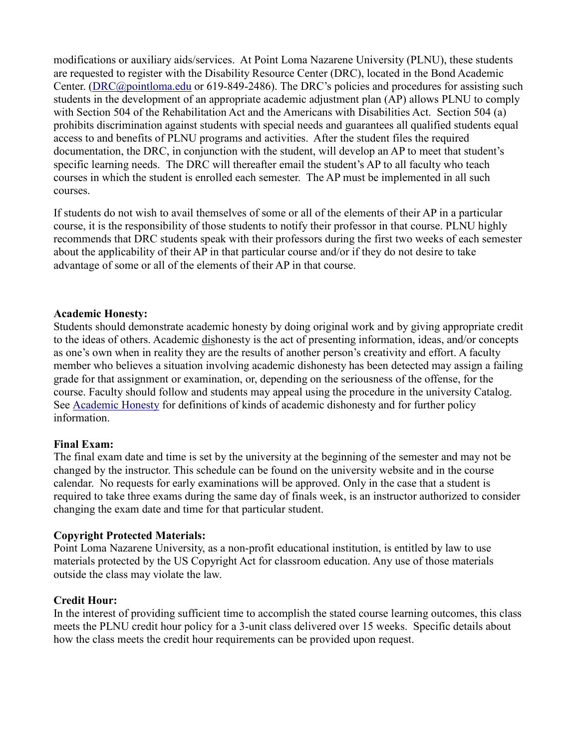modifications or auxiliary aids/services. At Point Loma Nazarene University (PLNU), these students are requested to register with the Disability Resource Center (DRC), located in the Bond Academic Center. ([DRC@pointloma.edu](mailto:DRC@pointloma.edu) or 619-849-2486). The DRC's policies and procedures for assisting such students in the development of an appropriate academic adjustment plan (AP) allows PLNU to comply with Section 504 of the Rehabilitation Act and the Americans with Disabilities Act. Section 504 (a) prohibits discrimination against students with special needs and guarantees all qualified students equal access to and benefits of PLNU programs and activities. After the student files the required documentation, the DRC, in conjunction with the student, will develop an AP to meet that student's specific learning needs. The DRC will thereafter email the student's AP to all faculty who teach courses in which the student is enrolled each semester. The AP must be implemented in all such courses.

If students do not wish to avail themselves of some or all of the elements of their AP in a particular course, it is the responsibility of those students to notify their professor in that course. PLNU highly recommends that DRC students speak with their professors during the first two weeks of each semester about the applicability of their AP in that particular course and/or if they do not desire to take advantage of some or all of the elements of their AP in that course.

**Academic Honesty:**
Students should demonstrate academic honesty by doing original work and by giving appropriate credit to the ideas of others. Academic <u>dis</u>honesty is the act of presenting information, ideas, and/or concepts as one's own when in reality they are the results of another person's creativity and effort. A faculty member who believes a situation involving academic dishonesty has been detected may assign a failing grade for that assignment or examination, or, depending on the seriousness of the offense, for the course. Faculty should follow and students may appeal using the procedure in the university Catalog. See [Academic Honesty]() for definitions of kinds of academic dishonesty and for further policy information.

**Final Exam:**
The final exam date and time is set by the university at the beginning of the semester and may not be changed by the instructor. This schedule can be found on the university website and in the course calendar. No requests for early examinations will be approved. Only in the case that a student is required to take three exams during the same day of finals week, is an instructor authorized to consider changing the exam date and time for that particular student.

**Copyright Protected Materials:**
Point Loma Nazarene University, as a non-profit educational institution, is entitled by law to use materials protected by the US Copyright Act for classroom education. Any use of those materials outside the class may violate the law.

**Credit Hour:**
In the interest of providing sufficient time to accomplish the stated course learning outcomes, this class meets the PLNU credit hour policy for a 3-unit class delivered over 15 weeks. Specific details about how the class meets the credit hour requirements can be provided upon request.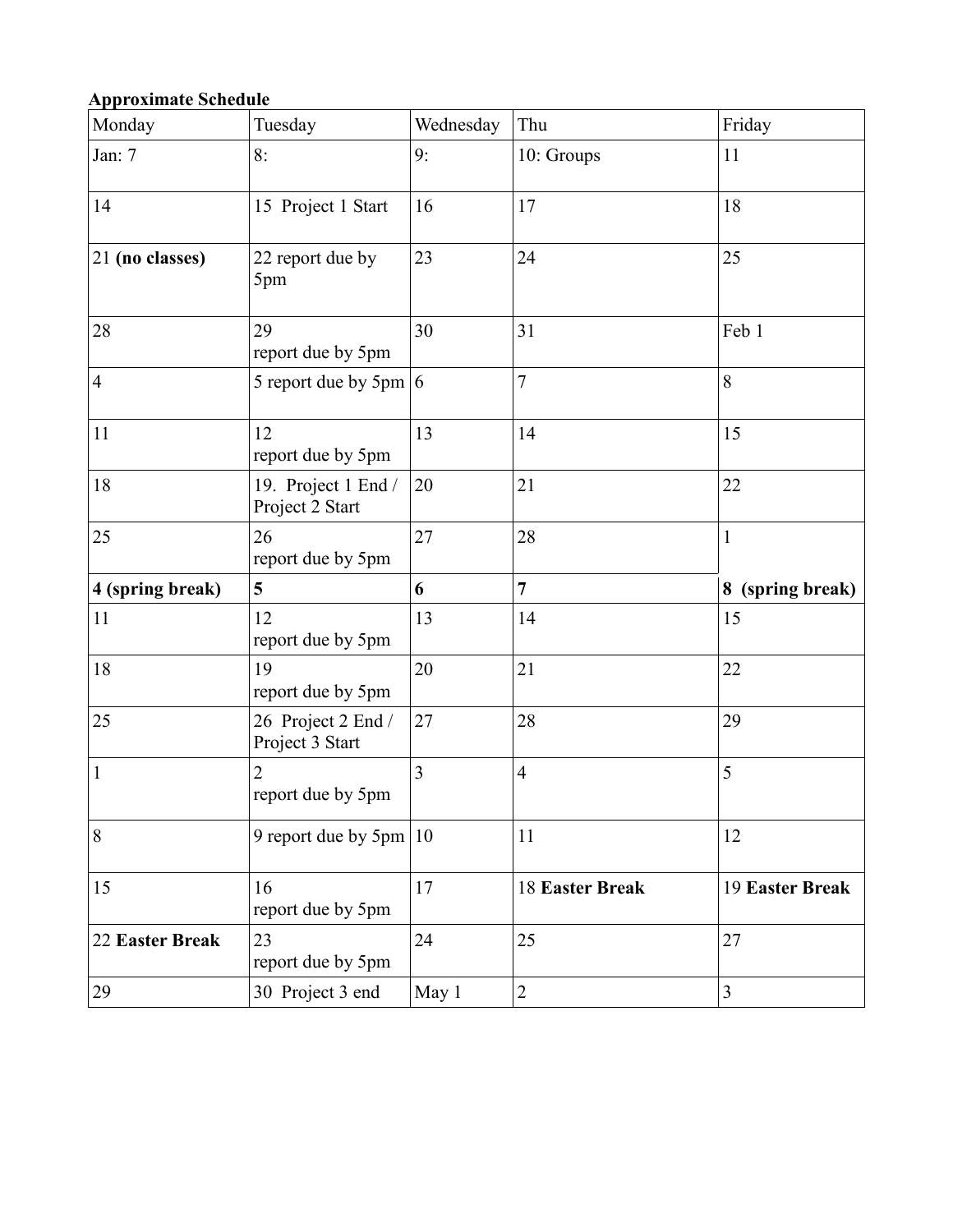**Approximate Schedule**

| Monday | Tuesday | Wednesday | Thu | Friday |
|---|---|---|---|---|
| Jan: 7 | 8: | 9: | 10: Groups | 11 |
| 14 | 15 Project 1 Start | 16 | 17 | 18 |
| 21 **(no classes)** | 22 report due by 5pm | 23 | 24 | 25 |
| 28 | 29 report due by 5pm | 30 | 31 | Feb 1 |
| 4 | 5 report due by 5pm | 6 | 7 | 8 |
| 11 | 12 report due by 5pm | 13 | 14 | 15 |
| 18 | 19. Project 1 End / Project 2 Start | 20 | 21 | 22 |
| 25 | 26 report due by 5pm | 27 | 28 | 1 |
| **4 (spring break)** | **5** | **6** | **7** | **8 (spring break)** |
| 11 | 12 report due by 5pm | 13 | 14 | 15 |
| 18 | 19 report due by 5pm | 20 | 21 | 22 |
| 25 | 26 Project 2 End / Project 3 Start | 27 | 28 | 29 |
| 1 | 2 report due by 5pm | 3 | 4 | 5 |
| 8 | 9 report due by 5pm | 10 | 11 | 12 |
| 15 | 16 report due by 5pm | 17 | 18 **Easter Break** | 19 **Easter Break** |
| 22 **Easter Break** | 23 report due by 5pm | 24 | 25 | 27 |
| 29 | 30 Project 3 end | May 1 | 2 | 3 |